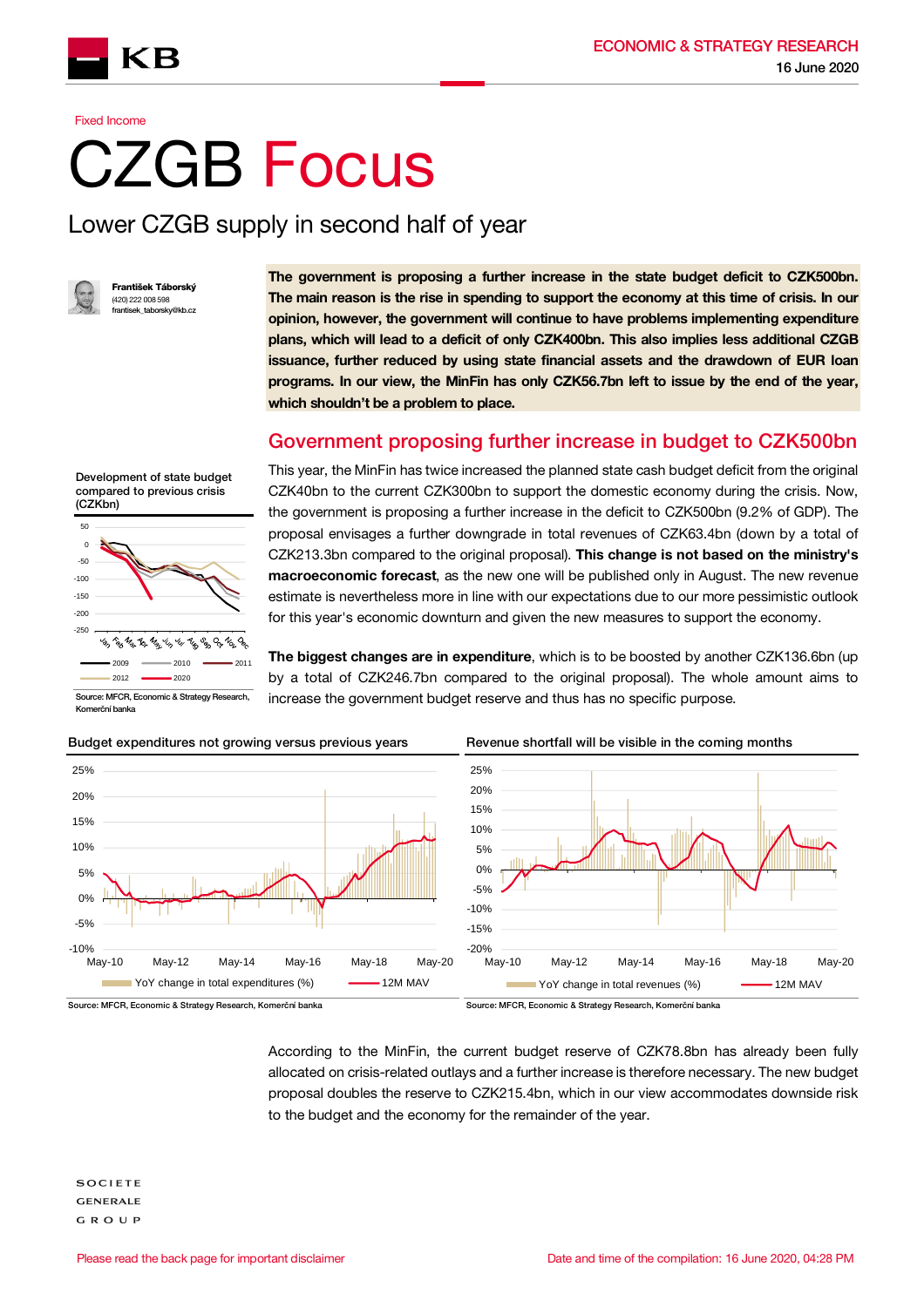Fixed Income

# CZGB Focus

## Lower CZGB supply in second half of year

**František Táborský**
(420) 222 008 598
frantisek_taborsky@kb.cz

**The government is proposing a further increase in the state budget deficit to CZK500bn. The main reason is the rise in spending to support the economy at this time of crisis. In our opinion, however, the government will continue to have problems implementing expenditure plans, which will lead to a deficit of only CZK400bn. This also implies less additional CZGB issuance, further reduced by using state financial assets and the drawdown of EUR loan programs. In our view, the MinFin has only CZK56.7bn left to issue by the end of the year, which shouldn't be a problem to place.**

## Government proposing further increase in budget to CZK500bn

This year, the MinFin has twice increased the planned state cash budget deficit from the original CZK40bn to the current CZK300bn to support the domestic economy during the crisis. Now, the government is proposing a further increase in the deficit to CZK500bn (9.2% of GDP). The proposal envisages a further downgrade in total revenues of CZK63.4bn (down by a total of CZK213.3bn compared to the original proposal). **This change is not based on the ministry's macroeconomic forecast**, as the new one will be published only in August. The new revenue estimate is nevertheless more in line with our expectations due to our more pessimistic outlook for this year's economic downturn and given the new measures to support the economy.

**The biggest changes are in expenditure**, which is to be boosted by another CZK136.6bn (up by a total of CZK246.7bn compared to the original proposal). The whole amount aims to increase the government budget reserve and thus has no specific purpose.

Development of state budget compared to previous crisis (CZKbn)

Source: MFCR, Economic & Strategy Research, Komerční banka

Budget expenditures not growing versus previous years

Source: MFCR, Economic & Strategy Research, Komerční banka

Revenue shortfall will be visible in the coming months

Source: MFCR, Economic & Strategy Research, Komerční banka

According to the MinFin, the current budget reserve of CZK78.8bn has already been fully allocated on crisis-related outlays and a further increase is therefore necessary. The new budget proposal doubles the reserve to CZK215.4bn, which in our view accommodates downside risk to the budget and the economy for the remainder of the year.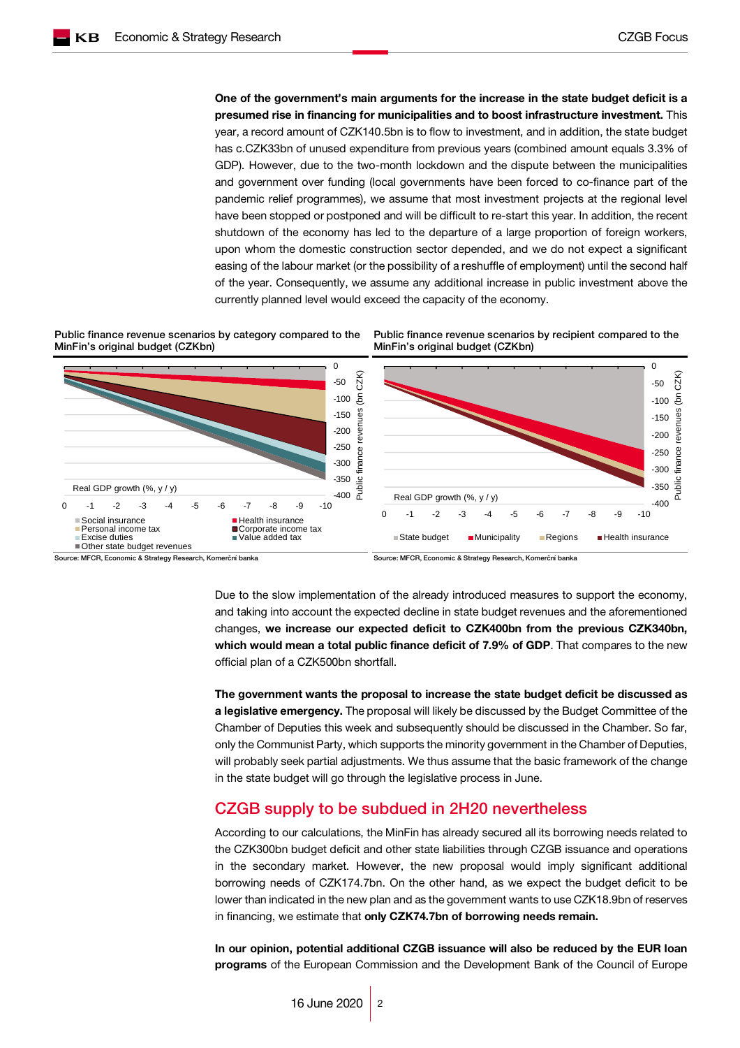**One of the government's main arguments for the increase in the state budget deficit is a presumed rise in financing for municipalities and to boost infrastructure investment.** This year, a record amount of CZK140.5bn is to flow to investment, and in addition, the state budget has c.CZK33bn of unused expenditure from previous years (combined amount equals 3.3% of GDP). However, due to the two-month lockdown and the dispute between the municipalities and government over funding (local governments have been forced to co-finance part of the pandemic relief programmes), we assume that most investment projects at the regional level have been stopped or postponed and will be difficult to re-start this year. In addition, the recent shutdown of the economy has led to the departure of a large proportion of foreign workers, upon whom the domestic construction sector depended, and we do not expect a significant easing of the labour market (or the possibility of a reshuffle of employment) until the second half of the year. Consequently, we assume any additional increase in public investment above the currently planned level would exceed the capacity of the economy.

Public finance revenue scenarios by category compared to the MinFin's original budget (CZKbn)

Source: MFCR, Economic & Strategy Research, Komerční banka

Public finance revenue scenarios by recipient compared to the MinFin's original budget (CZKbn)

Source: MFCR, Economic & Strategy Research, Komerční banka

Due to the slow implementation of the already introduced measures to support the economy, and taking into account the expected decline in state budget revenues and the aforementioned changes, **we increase our expected deficit to CZK400bn from the previous CZK340bn, which would mean a total public finance deficit of 7.9% of GDP**. That compares to the new official plan of a CZK500bn shortfall.

**The government wants the proposal to increase the state budget deficit be discussed as a legislative emergency.** The proposal will likely be discussed by the Budget Committee of the Chamber of Deputies this week and subsequently should be discussed in the Chamber. So far, only the Communist Party, which supports the minority government in the Chamber of Deputies, will probably seek partial adjustments. We thus assume that the basic framework of the change in the state budget will go through the legislative process in June.

## CZGB supply to be subdued in 2H20 nevertheless

According to our calculations, the MinFin has already secured all its borrowing needs related to the CZK300bn budget deficit and other state liabilities through CZGB issuance and operations in the secondary market. However, the new proposal would imply significant additional borrowing needs of CZK174.7bn. On the other hand, as we expect the budget deficit to be lower than indicated in the new plan and as the government wants to use CZK18.9bn of reserves in financing, we estimate that **only CZK74.7bn of borrowing needs remain.**

**In our opinion, potential additional CZGB issuance will also be reduced by the EUR loan programs** of the European Commission and the Development Bank of the Council of Europe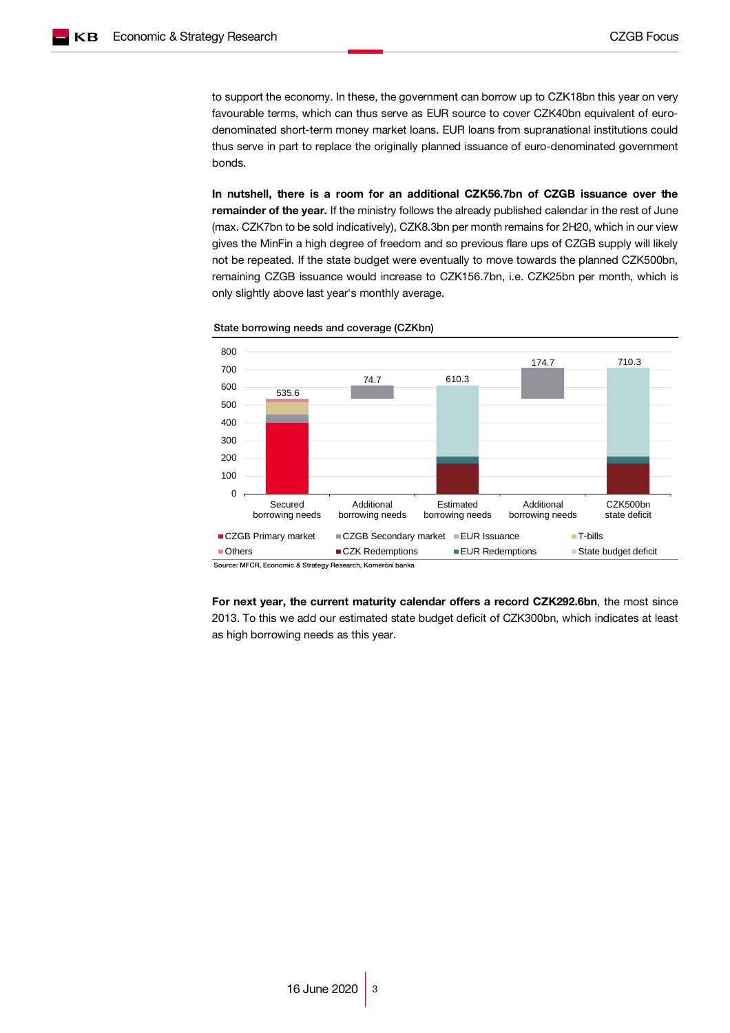to support the economy. In these, the government can borrow up to CZK18bn this year on very favourable terms, which can thus serve as EUR source to cover CZK40bn equivalent of euro-denominated short-term money market loans. EUR loans from supranational institutions could thus serve in part to replace the originally planned issuance of euro-denominated government bonds.

**In nutshell, there is a room for an additional CZK56.7bn of CZGB issuance over the remainder of the year.** If the ministry follows the already published calendar in the rest of June (max. CZK7bn to be sold indicatively), CZK8.3bn per month remains for 2H20, which in our view gives the MinFin a high degree of freedom and so previous flare ups of CZGB supply will likely not be repeated. If the state budget were eventually to move towards the planned CZK500bn, remaining CZGB issuance would increase to CZK156.7bn, i.e. CZK25bn per month, which is only slightly above last year's monthly average.

State borrowing needs and coverage (CZKbn)

| | Secured borrowing needs | Additional borrowing needs | Estimated borrowing needs | Additional borrowing needs | CZK500bn state deficit |
|---|---|---|---|---|---|
| Total | 535.6 | 74.7 | 610.3 | 174.7 | 710.3 |

Legend: CZGB Primary market, CZGB Secondary market, EUR Issuance, T-bills, Others, CZK Redemptions, EUR Redemptions, State budget deficit

Source: MFCR, Economic & Strategy Research, Komerční banka

**For next year, the current maturity calendar offers a record CZK292.6bn**, the most since 2013. To this we add our estimated state budget deficit of CZK300bn, which indicates at least as high borrowing needs as this year.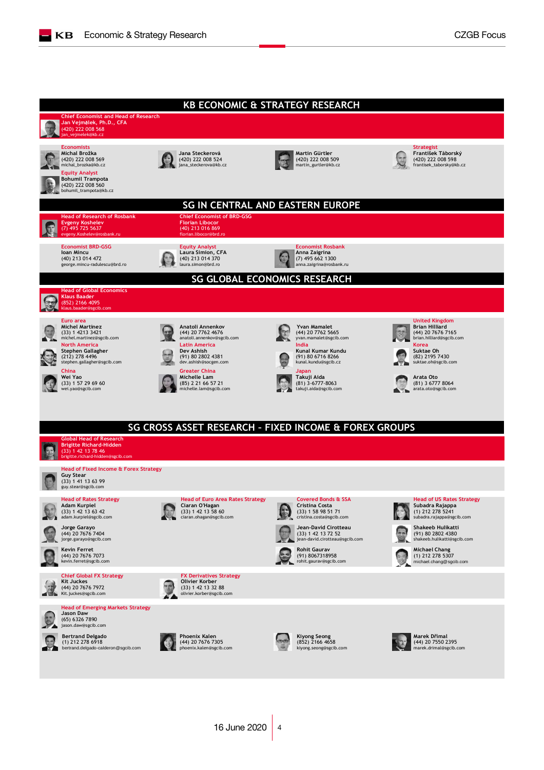# KB ECONOMIC & STRATEGY RESEARCH

**Chief Economist and Head of Research**
**Jan Vejmělek, Ph.D., CFA**
(420) 222 008 568
jan_vejmelek@kb.cz

**Economists**
**Michal Brožka**
(420) 222 008 569
michal_brozka@kb.cz

**Jana Steckerová**
(420) 222 008 524
jana_steckerova@kb.cz

**Martin Gürtler**
(420) 222 008 509
martin_gurtler@kb.cz

**Strategist**
**František Táborský**
(420) 222 008 598
frantisek_taborsky@kb.cz

**Equity Analyst**
**Bohumil Trampota**
(420) 222 008 560
bohumil_trampota@kb.cz

# SG IN CENTRAL AND EASTERN EUROPE

**Head of Research of Rosbank**
**Evgeny Koshelev**
(7) 495 725 5637
evgeny.Koshelev@rosbank.ru

**Chief Economist of BRD-GSG**
**Florian Libocor**
(40) 213 016 869
florian.libocor@brd.ro

**Economist BRD-GSG**
**Ioan Mincu**
(40) 213 014 472
george.mincu-radulescu@brd.ro

**Equity Analyst**
**Laura Simion, CFA**
(40) 213 014 370
laura.simion@brd.ro

**Economist Rosbank**
**Anna Zaigrina**
(7) 495 662 1300
anna.zaigrina@rosbank.ru

# SG GLOBAL ECONOMICS RESEARCH

**Head of Global Economics**
**Klaus Baader**
(852) 2166 4095
klaus.baader@sgcib.com

**Euro area**
**Michel Martinez**
(33) 1 4213 3421
michel.martinez@sgcib.com

**Anatoli Annenkov**
(44) 20 7762 4676
anatoli.annenkov@sgcib.com

**Yvan Mamalet**
(44) 20 7762 5665
yvan.mamalet@sgcib.com

**United Kingdom**
**Brian Hilliard**
(44) 20 7676 7165
brian.hilliard@sgcib.com

**North America**
**Stephen Gallagher**
(212) 278 4496
stephen.gallagher@sgcib.com

**Latin America**
**Dev Ashish**
(91) 80 2802 4381
dev.ashish@socgen.com

**India**
**Kunal Kumar Kundu**
(91) 80 6716 8266
kunal.kundu@sgcib.cz

**Korea**
**Suktae Oh**
(82) 2195 7430
suktae.oh@sgcib.com

**China**
**Wei Yao**
(33) 1 57 29 69 60
wei.yao@sgcib.com

**Greater China**
**Michelle Lam**
(85) 2 21 66 57 21
michelle.lam@sgcib.com

**Japan**
**Takuji Aida**
(81) 3-6777-8063
takuji.aida@sgcib.com

**Arata Oto**
(81) 3 6777 8064
arata.oto@sgcib.com

# SG CROSS ASSET RESEARCH – FIXED INCOME & FOREX GROUPS

**Global Head of Research**
**Brigitte Richard-Hidden**
(33) 1 42 13 78 46
brigitte.richard-hidden@sgcib.com

**Head of Fixed Income & Forex Strategy**
**Guy Stear**
(33) 1 41 13 63 99
guy.stear@sgcib.com

**Head of Rates Strategy**
**Adam Kurpiel**
(33) 1 42 13 63 42
adam.kurpiel@sgcib.com

**Head of Euro Area Rates Strategy**
**Ciaran O'Hagan**
(33) 1 42 13 58 60
ciaran.ohagan@sgcib.com

**Covered Bonds & SSA**
**Cristina Costa**
(33) 1 58 98 51 71
cristina.costa@sgcib.com

**Head of US Rates Strategy**
**Subadra Rajappa**
(1) 212 278 5241
subadra.rajappa@sgcib.com

**Jorge Garayo**
(44) 20 7676 7404
jorge.garayo@sgcib.com

**Jean-David Cirotteau**
(33) 1 42 13 72 52
jean-david.cirotteau@sgcib.com

**Shakeeb Hulikatti**
(91) 80 2802 4380
shakeeb.hulikatti@sgcib.com

**Kevin Ferret**
(44) 20 7676 7073
kevin.ferret@sgcib.com

**Rohit Gaurav**
(91) 8067318958
rohit.gaurav@sgcib.com

**Michael Chang**
(1) 212 278 5307
michael.chang@sgcib.com

**Chief Global FX Strategy**
**Kit Juckes**
(44) 20 7676 7972
Kit.juckes@sgcib.com

**FX Derivatives Strategy**
**Olivier Korber**
(33) 1 42 13 32 88
olivier.korber@sgcib.com

**Head of Emerging Markets Strategy**
**Jason Daw**
(65) 6326 7890
jason.daw@sgcib.com

**Bertrand Delgado**
(1) 212 278 6918
bertrand.delgado-calderon@sgcib.com

**Phoenix Kalen**
(44) 20 7676 7305
phoenix.kalen@sgcib.com

**Kiyong Seong**
(852) 2166 4658
kiyong.seong@sgcib.com

**Marek Dřimal**
(44) 20 7550 2395
marek.drimal@sgcib.com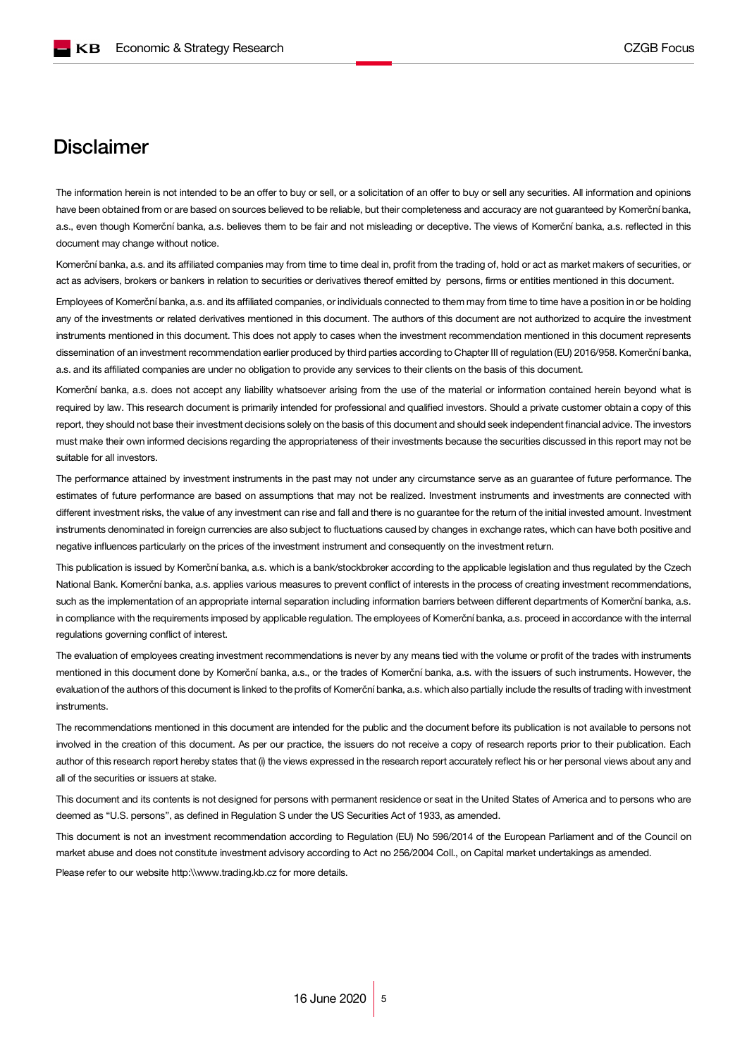# Disclaimer

The information herein is not intended to be an offer to buy or sell, or a solicitation of an offer to buy or sell any securities. All information and opinions have been obtained from or are based on sources believed to be reliable, but their completeness and accuracy are not guaranteed by Komerční banka, a.s., even though Komerční banka, a.s. believes them to be fair and not misleading or deceptive. The views of Komerční banka, a.s. reflected in this document may change without notice.

Komerční banka, a.s. and its affiliated companies may from time to time deal in, profit from the trading of, hold or act as market makers of securities, or act as advisers, brokers or bankers in relation to securities or derivatives thereof emitted by persons, firms or entities mentioned in this document.

Employees of Komerční banka, a.s. and its affiliated companies, or individuals connected to them may from time to time have a position in or be holding any of the investments or related derivatives mentioned in this document. The authors of this document are not authorized to acquire the investment instruments mentioned in this document. This does not apply to cases when the investment recommendation mentioned in this document represents dissemination of an investment recommendation earlier produced by third parties according to Chapter III of regulation (EU) 2016/958. Komerční banka, a.s. and its affiliated companies are under no obligation to provide any services to their clients on the basis of this document.

Komerční banka, a.s. does not accept any liability whatsoever arising from the use of the material or information contained herein beyond what is required by law. This research document is primarily intended for professional and qualified investors. Should a private customer obtain a copy of this report, they should not base their investment decisions solely on the basis of this document and should seek independent financial advice. The investors must make their own informed decisions regarding the appropriateness of their investments because the securities discussed in this report may not be suitable for all investors.

The performance attained by investment instruments in the past may not under any circumstance serve as an guarantee of future performance. The estimates of future performance are based on assumptions that may not be realized. Investment instruments and investments are connected with different investment risks, the value of any investment can rise and fall and there is no guarantee for the return of the initial invested amount. Investment instruments denominated in foreign currencies are also subject to fluctuations caused by changes in exchange rates, which can have both positive and negative influences particularly on the prices of the investment instrument and consequently on the investment return.

This publication is issued by Komerční banka, a.s. which is a bank/stockbroker according to the applicable legislation and thus regulated by the Czech National Bank. Komerční banka, a.s. applies various measures to prevent conflict of interests in the process of creating investment recommendations, such as the implementation of an appropriate internal separation including information barriers between different departments of Komerční banka, a.s. in compliance with the requirements imposed by applicable regulation. The employees of Komerční banka, a.s. proceed in accordance with the internal regulations governing conflict of interest.

The evaluation of employees creating investment recommendations is never by any means tied with the volume or profit of the trades with instruments mentioned in this document done by Komerční banka, a.s., or the trades of Komerční banka, a.s. with the issuers of such instruments. However, the evaluation of the authors of this document is linked to the profits of Komerční banka, a.s. which also partially include the results of trading with investment instruments.

The recommendations mentioned in this document are intended for the public and the document before its publication is not available to persons not involved in the creation of this document. As per our practice, the issuers do not receive a copy of research reports prior to their publication. Each author of this research report hereby states that (i) the views expressed in the research report accurately reflect his or her personal views about any and all of the securities or issuers at stake.

This document and its contents is not designed for persons with permanent residence or seat in the United States of America and to persons who are deemed as "U.S. persons", as defined in Regulation S under the US Securities Act of 1933, as amended.

This document is not an investment recommendation according to Regulation (EU) No 596/2014 of the European Parliament and of the Council on market abuse and does not constitute investment advisory according to Act no 256/2004 Coll., on Capital market undertakings as amended.

Please refer to our website http:\\www.trading.kb.cz for more details.